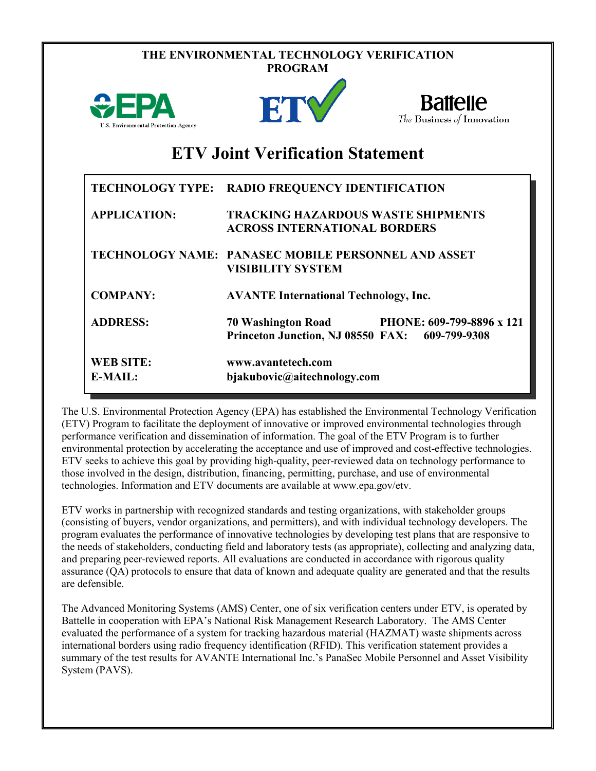**THE ENVIRONMENTAL TECHNOLOGY VERIFICATION PROGRAM**

U.S. Environmental Protection Agency

Battelle
*The Business of Innovation*

# ETV Joint Verification Statement

| | |
|---|---|
| **TECHNOLOGY TYPE:** | **RADIO FREQUENCY IDENTIFICATION** |
| **APPLICATION:** | **TRACKING HAZARDOUS WASTE SHIPMENTS ACROSS INTERNATIONAL BORDERS** |
| **TECHNOLOGY NAME:** | **PANASEC MOBILE PERSONNEL AND ASSET VISIBILITY SYSTEM** |
| **COMPANY:** | **AVANTE International Technology, Inc.** |
| **ADDRESS:** | **70 Washington Road, Princeton Junction, NJ 08550** |
| **PHONE:** | **609-799-8896 x 121** |
| **FAX:** | **609-799-9308** |
| **WEB SITE:** | **www.avantetech.com** |
| **E-MAIL:** | **bjakubovic@aitechnology.com** |

The U.S. Environmental Protection Agency (EPA) has established the Environmental Technology Verification (ETV) Program to facilitate the deployment of innovative or improved environmental technologies through performance verification and dissemination of information. The goal of the ETV Program is to further environmental protection by accelerating the acceptance and use of improved and cost-effective technologies. ETV seeks to achieve this goal by providing high-quality, peer-reviewed data on technology performance to those involved in the design, distribution, financing, permitting, purchase, and use of environmental technologies. Information and ETV documents are available at www.epa.gov/etv.

ETV works in partnership with recognized standards and testing organizations, with stakeholder groups (consisting of buyers, vendor organizations, and permitters), and with individual technology developers. The program evaluates the performance of innovative technologies by developing test plans that are responsive to the needs of stakeholders, conducting field and laboratory tests (as appropriate), collecting and analyzing data, and preparing peer-reviewed reports. All evaluations are conducted in accordance with rigorous quality assurance (QA) protocols to ensure that data of known and adequate quality are generated and that the results are defensible.

The Advanced Monitoring Systems (AMS) Center, one of six verification centers under ETV, is operated by Battelle in cooperation with EPA's National Risk Management Research Laboratory. The AMS Center evaluated the performance of a system for tracking hazardous material (HAZMAT) waste shipments across international borders using radio frequency identification (RFID). This verification statement provides a summary of the test results for AVANTE International Inc.'s PanaSec Mobile Personnel and Asset Visibility System (PAVS).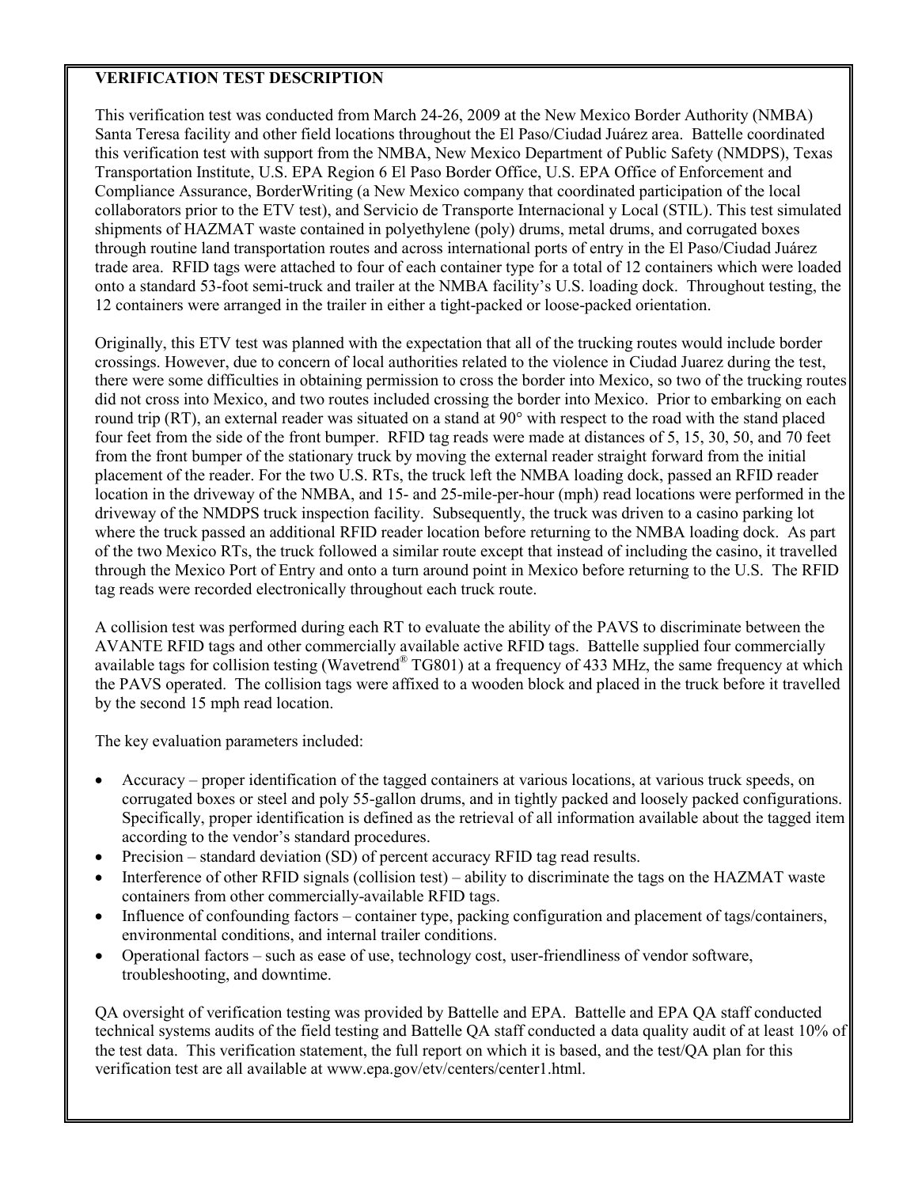**VERIFICATION TEST DESCRIPTION**

This verification test was conducted from March 24-26, 2009 at the New Mexico Border Authority (NMBA) Santa Teresa facility and other field locations throughout the El Paso/Ciudad Juárez area. Battelle coordinated this verification test with support from the NMBA, New Mexico Department of Public Safety (NMDPS), Texas Transportation Institute, U.S. EPA Region 6 El Paso Border Office, U.S. EPA Office of Enforcement and Compliance Assurance, BorderWriting (a New Mexico company that coordinated participation of the local collaborators prior to the ETV test), and Servicio de Transporte Internacional y Local (STIL). This test simulated shipments of HAZMAT waste contained in polyethylene (poly) drums, metal drums, and corrugated boxes through routine land transportation routes and across international ports of entry in the El Paso/Ciudad Juárez trade area. RFID tags were attached to four of each container type for a total of 12 containers which were loaded onto a standard 53-foot semi-truck and trailer at the NMBA facility's U.S. loading dock. Throughout testing, the 12 containers were arranged in the trailer in either a tight-packed or loose-packed orientation.

Originally, this ETV test was planned with the expectation that all of the trucking routes would include border crossings. However, due to concern of local authorities related to the violence in Ciudad Juarez during the test, there were some difficulties in obtaining permission to cross the border into Mexico, so two of the trucking routes did not cross into Mexico, and two routes included crossing the border into Mexico. Prior to embarking on each round trip (RT), an external reader was situated on a stand at 90° with respect to the road with the stand placed four feet from the side of the front bumper. RFID tag reads were made at distances of 5, 15, 30, 50, and 70 feet from the front bumper of the stationary truck by moving the external reader straight forward from the initial placement of the reader. For the two U.S. RTs, the truck left the NMBA loading dock, passed an RFID reader location in the driveway of the NMBA, and 15- and 25-mile-per-hour (mph) read locations were performed in the driveway of the NMDPS truck inspection facility. Subsequently, the truck was driven to a casino parking lot where the truck passed an additional RFID reader location before returning to the NMBA loading dock. As part of the two Mexico RTs, the truck followed a similar route except that instead of including the casino, it travelled through the Mexico Port of Entry and onto a turn around point in Mexico before returning to the U.S. The RFID tag reads were recorded electronically throughout each truck route.

A collision test was performed during each RT to evaluate the ability of the PAVS to discriminate between the AVANTE RFID tags and other commercially available active RFID tags. Battelle supplied four commercially available tags for collision testing (Wavetrend® TG801) at a frequency of 433 MHz, the same frequency at which the PAVS operated. The collision tags were affixed to a wooden block and placed in the truck before it travelled by the second 15 mph read location.

The key evaluation parameters included:

- Accuracy – proper identification of the tagged containers at various locations, at various truck speeds, on corrugated boxes or steel and poly 55-gallon drums, and in tightly packed and loosely packed configurations. Specifically, proper identification is defined as the retrieval of all information available about the tagged item according to the vendor's standard procedures.
- Precision – standard deviation (SD) of percent accuracy RFID tag read results.
- Interference of other RFID signals (collision test) – ability to discriminate the tags on the HAZMAT waste containers from other commercially-available RFID tags.
- Influence of confounding factors – container type, packing configuration and placement of tags/containers, environmental conditions, and internal trailer conditions.
- Operational factors – such as ease of use, technology cost, user-friendliness of vendor software, troubleshooting, and downtime.

QA oversight of verification testing was provided by Battelle and EPA. Battelle and EPA QA staff conducted technical systems audits of the field testing and Battelle QA staff conducted a data quality audit of at least 10% of the test data. This verification statement, the full report on which it is based, and the test/QA plan for this verification test are all available at www.epa.gov/etv/centers/center1.html.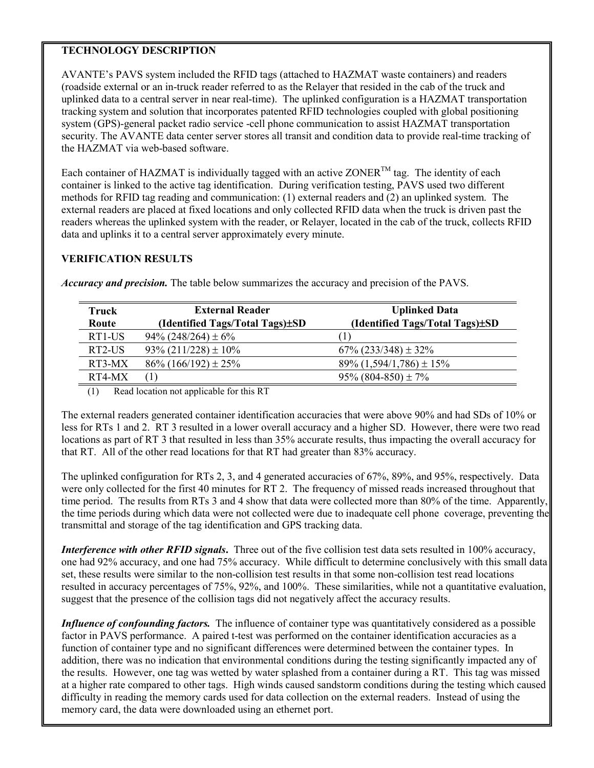## TECHNOLOGY DESCRIPTION

AVANTE's PAVS system included the RFID tags (attached to HAZMAT waste containers) and readers (roadside external or an in-truck reader referred to as the Relayer that resided in the cab of the truck and uplinked data to a central server in near real-time). The uplinked configuration is a HAZMAT transportation tracking system and solution that incorporates patented RFID technologies coupled with global positioning system (GPS)-general packet radio service -cell phone communication to assist HAZMAT transportation security. The AVANTE data center server stores all transit and condition data to provide real-time tracking of the HAZMAT via web-based software.

Each container of HAZMAT is individually tagged with an active ZONER™ tag. The identity of each container is linked to the active tag identification. During verification testing, PAVS used two different methods for RFID tag reading and communication: (1) external readers and (2) an uplinked system. The external readers are placed at fixed locations and only collected RFID data when the truck is driven past the readers whereas the uplinked system with the reader, or Relayer, located in the cab of the truck, collects RFID data and uplinks it to a central server approximately every minute.

## VERIFICATION RESULTS

***Accuracy and precision.*** The table below summarizes the accuracy and precision of the PAVS.

| Truck Route | External Reader (Identified Tags/Total Tags)±SD | Uplinked Data (Identified Tags/Total Tags)±SD |
|---|---|---|
| RT1-US | 94% (248/264) ± 6% | (1) |
| RT2-US | 93% (211/228) ± 10% | 67% (233/348) ± 32% |
| RT3-MX | 86% (166/192) ± 25% | 89% (1,594/1,786) ± 15% |
| RT4-MX | (1) | 95% (804-850) ± 7% |

(1) Read location not applicable for this RT

The external readers generated container identification accuracies that were above 90% and had SDs of 10% or less for RTs 1 and 2. RT 3 resulted in a lower overall accuracy and a higher SD. However, there were two read locations as part of RT 3 that resulted in less than 35% accurate results, thus impacting the overall accuracy for that RT. All of the other read locations for that RT had greater than 83% accuracy.

The uplinked configuration for RTs 2, 3, and 4 generated accuracies of 67%, 89%, and 95%, respectively. Data were only collected for the first 40 minutes for RT 2. The frequency of missed reads increased throughout that time period. The results from RTs 3 and 4 show that data were collected more than 80% of the time. Apparently, the time periods during which data were not collected were due to inadequate cell phone coverage, preventing the transmittal and storage of the tag identification and GPS tracking data.

***Interference with other RFID signals.*** Three out of the five collision test data sets resulted in 100% accuracy, one had 92% accuracy, and one had 75% accuracy. While difficult to determine conclusively with this small data set, these results were similar to the non-collision test results in that some non-collision test read locations resulted in accuracy percentages of 75%, 92%, and 100%. These similarities, while not a quantitative evaluation, suggest that the presence of the collision tags did not negatively affect the accuracy results.

***Influence of confounding factors.*** The influence of container type was quantitatively considered as a possible factor in PAVS performance. A paired t-test was performed on the container identification accuracies as a function of container type and no significant differences were determined between the container types. In addition, there was no indication that environmental conditions during the testing significantly impacted any of the results. However, one tag was wetted by water splashed from a container during a RT. This tag was missed at a higher rate compared to other tags. High winds caused sandstorm conditions during the testing which caused difficulty in reading the memory cards used for data collection on the external readers. Instead of using the memory card, the data were downloaded using an ethernet port.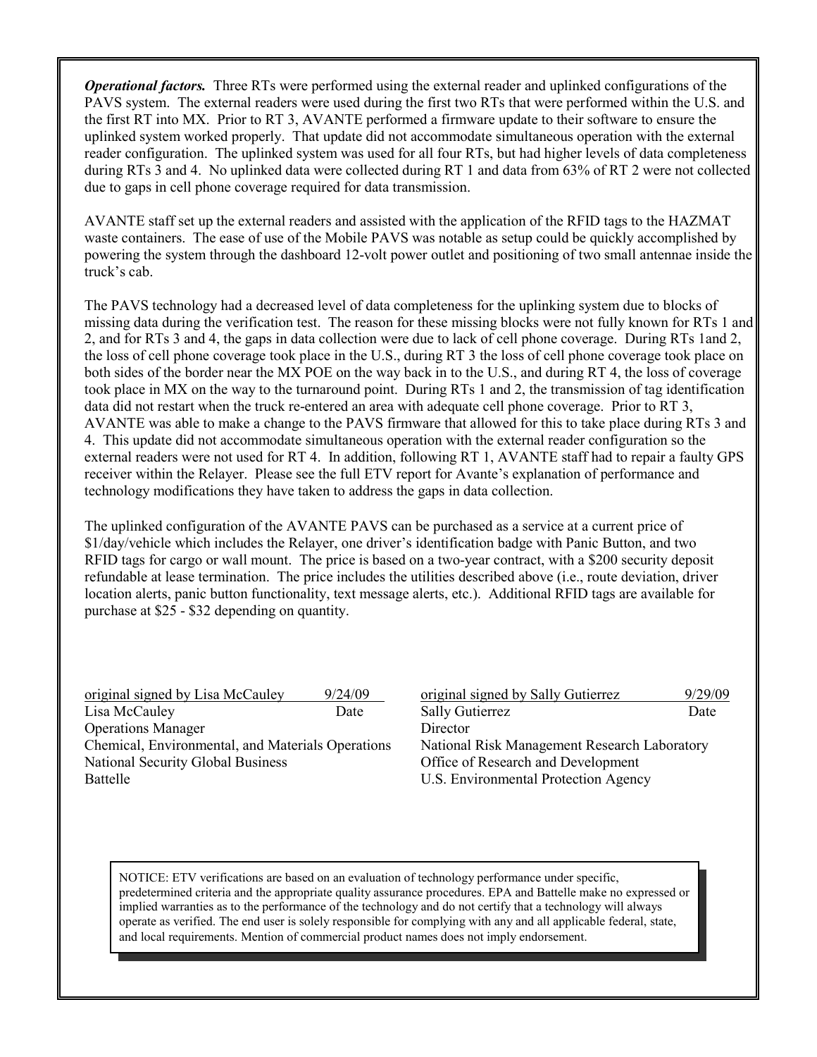***Operational factors.*** Three RTs were performed using the external reader and uplinked configurations of the PAVS system. The external readers were used during the first two RTs that were performed within the U.S. and the first RT into MX. Prior to RT 3, AVANTE performed a firmware update to their software to ensure the uplinked system worked properly. That update did not accommodate simultaneous operation with the external reader configuration. The uplinked system was used for all four RTs, but had higher levels of data completeness during RTs 3 and 4. No uplinked data were collected during RT 1 and data from 63% of RT 2 were not collected due to gaps in cell phone coverage required for data transmission.

AVANTE staff set up the external readers and assisted with the application of the RFID tags to the HAZMAT waste containers. The ease of use of the Mobile PAVS was notable as setup could be quickly accomplished by powering the system through the dashboard 12-volt power outlet and positioning of two small antennae inside the truck's cab.

The PAVS technology had a decreased level of data completeness for the uplinking system due to blocks of missing data during the verification test. The reason for these missing blocks were not fully known for RTs 1 and 2, and for RTs 3 and 4, the gaps in data collection were due to lack of cell phone coverage. During RTs 1and 2, the loss of cell phone coverage took place in the U.S., during RT 3 the loss of cell phone coverage took place on both sides of the border near the MX POE on the way back in to the U.S., and during RT 4, the loss of coverage took place in MX on the way to the turnaround point. During RTs 1 and 2, the transmission of tag identification data did not restart when the truck re-entered an area with adequate cell phone coverage. Prior to RT 3, AVANTE was able to make a change to the PAVS firmware that allowed for this to take place during RTs 3 and 4. This update did not accommodate simultaneous operation with the external reader configuration so the external readers were not used for RT 4. In addition, following RT 1, AVANTE staff had to repair a faulty GPS receiver within the Relayer. Please see the full ETV report for Avante's explanation of performance and technology modifications they have taken to address the gaps in data collection.

The uplinked configuration of the AVANTE PAVS can be purchased as a service at a current price of \$1/day/vehicle which includes the Relayer, one driver's identification badge with Panic Button, and two RFID tags for cargo or wall mount. The price is based on a two-year contract, with a \$200 security deposit refundable at lease termination. The price includes the utilities described above (i.e., route deviation, driver location alerts, panic button functionality, text message alerts, etc.). Additional RFID tags are available for purchase at \$25 - \$32 depending on quantity.

original signed by Lisa McCauley 9/24/09
Lisa McCauley Date
Operations Manager
Chemical, Environmental, and Materials Operations
National Security Global Business
Battelle

original signed by Sally Gutierrez 9/29/09
Sally Gutierrez Date
Director
National Risk Management Research Laboratory
Office of Research and Development
U.S. Environmental Protection Agency

NOTICE: ETV verifications are based on an evaluation of technology performance under specific, predetermined criteria and the appropriate quality assurance procedures. EPA and Battelle make no expressed or implied warranties as to the performance of the technology and do not certify that a technology will always operate as verified. The end user is solely responsible for complying with any and all applicable federal, state, and local requirements. Mention of commercial product names does not imply endorsement.